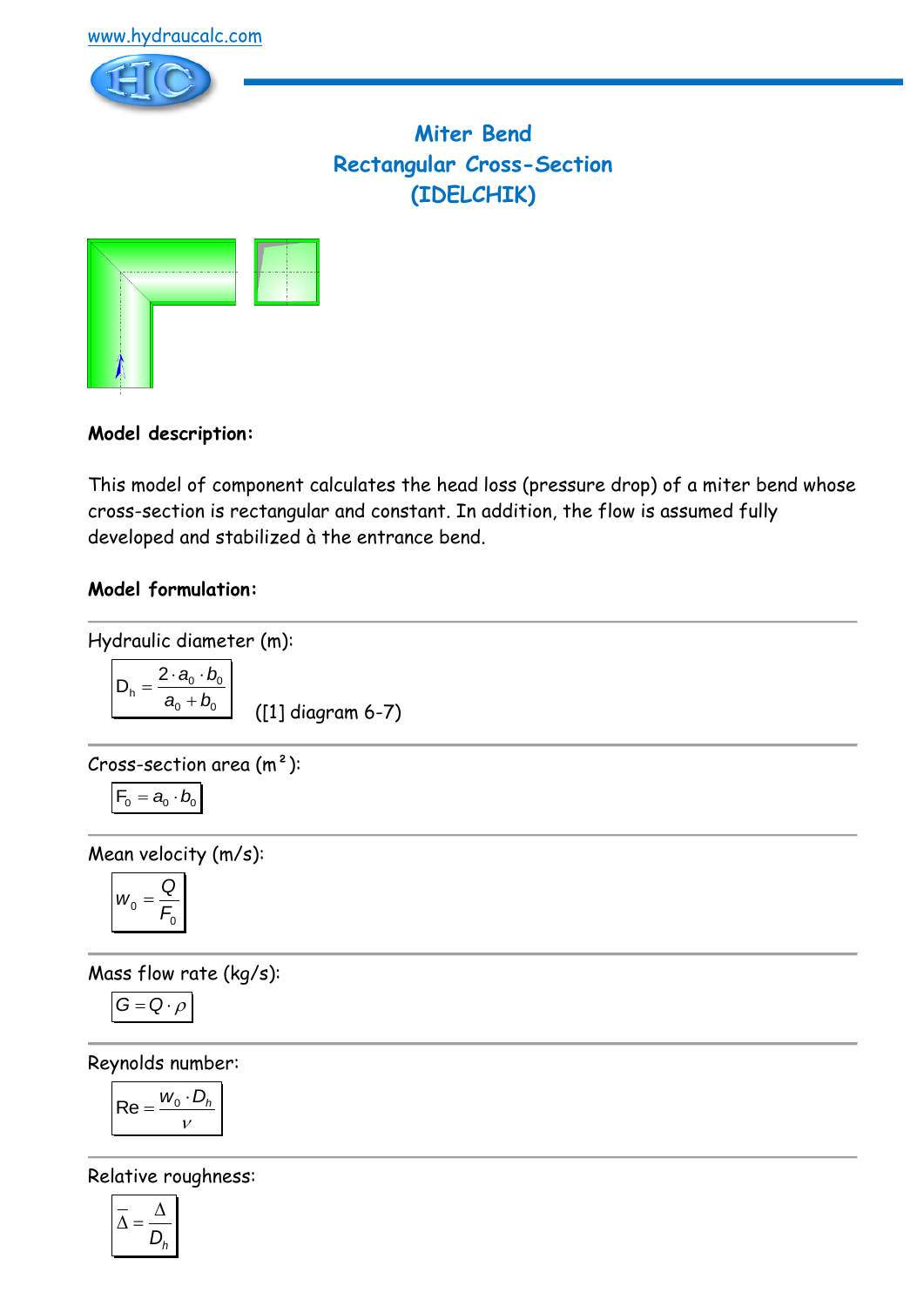www.hydraucalc.com

# Miter Bend
# Rectangular Cross-Section
# (IDELCHIK)

**Model description:**

This model of component calculates the head loss (pressure drop) of a miter bend whose cross-section is rectangular and constant. In addition, the flow is assumed fully developed and stabilized à the entrance bend.

**Model formulation:**

Hydraulic diameter (m):

$$D_h = \frac{2 \cdot a_0 \cdot b_0}{a_0 + b_0}$$

([1] diagram 6-7)

Cross-section area (m²):

$$F_0 = a_0 \cdot b_0$$

Mean velocity (m/s):

$$w_0 = \frac{Q}{F_0}$$

Mass flow rate (kg/s):

$$G = Q \cdot \rho$$

Reynolds number:

$$\mathrm{Re} = \frac{w_0 \cdot D_h}{\nu}$$

Relative roughness:

$$\overline{\Delta} = \frac{\Delta}{D_h}$$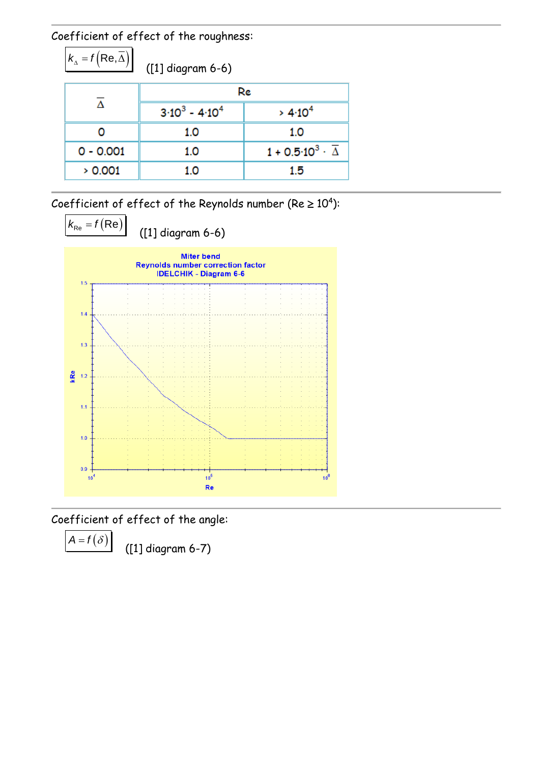Coefficient of effect of the roughness:

$k_\Delta = f\left(\text{Re}, \overline{\Delta}\right)$ ([1] diagram 6-6)

| $\overline{\Delta}$ | Re | |
|---|---|---|
| | $3 \cdot 10^3$ - $4 \cdot 10^4$ | $> 4 \cdot 10^4$ |
| 0 | 1.0 | 1.0 |
| 0 - 0.001 | 1.0 | $1 + 0.5 \cdot 10^3 \cdot \overline{\Delta}$ |
| > 0.001 | 1.0 | 1.5 |

Coefficient of effect of the Reynolds number ($\text{Re} \geq 10^4$):

$k_{\text{Re}} = f\left(\text{Re}\right)$ ([1] diagram 6-6)

Coefficient of effect of the angle:

$A = f\left(\delta\right)$ ([1] diagram 6-7)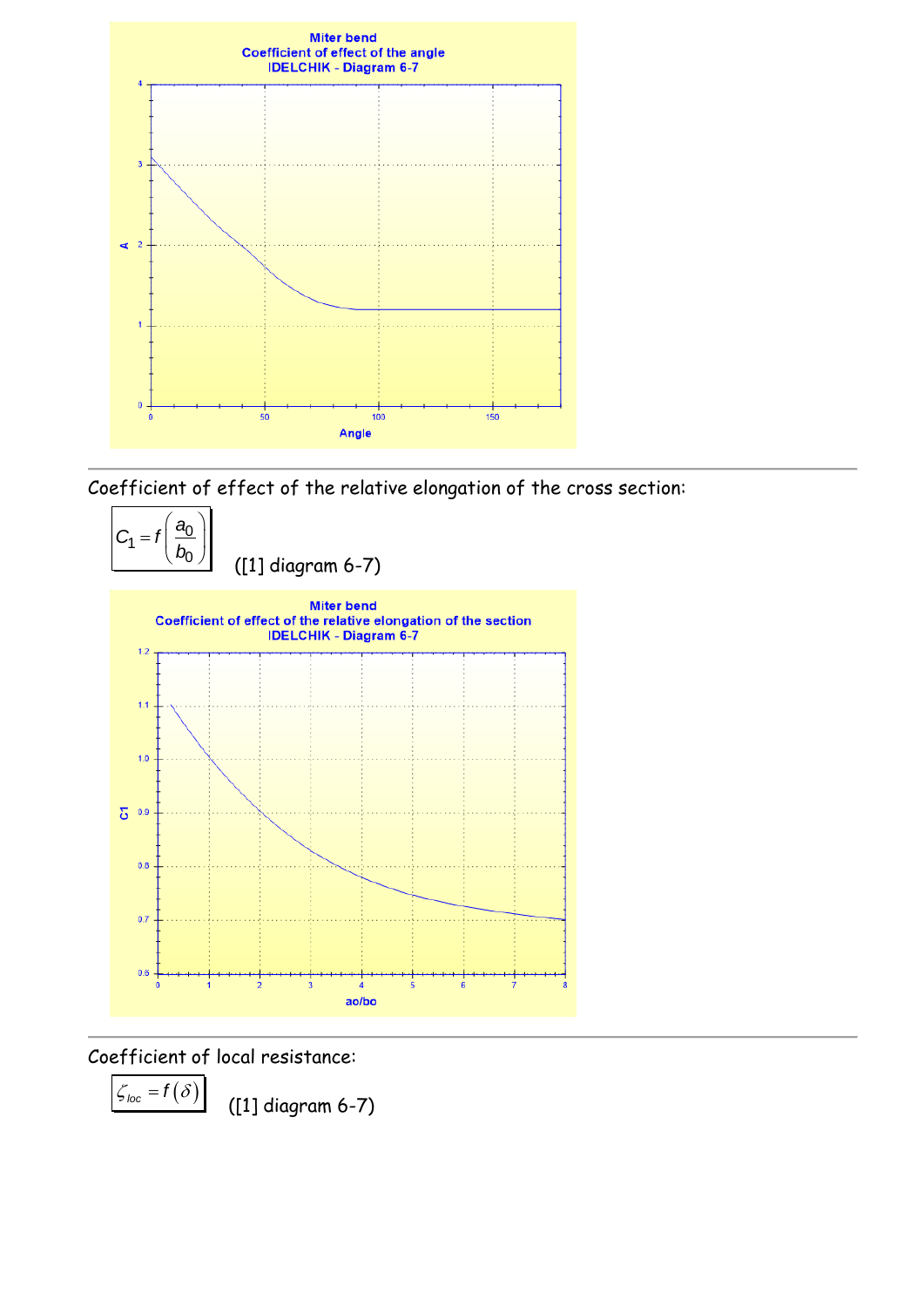Miter bend
Coefficient of effect of the angle
IDELCHIK - Diagram 6-7

Coefficient of effect of the relative elongation of the cross section:

$$C_1 = f\left(\frac{a_0}{b_0}\right)$$ ([1] diagram 6-7)

Miter bend
Coefficient of effect of the relative elongation of the section
IDELCHIK - Diagram 6-7

Coefficient of local resistance:

$$\zeta_{loc} = f(\delta)$$ ([1] diagram 6-7)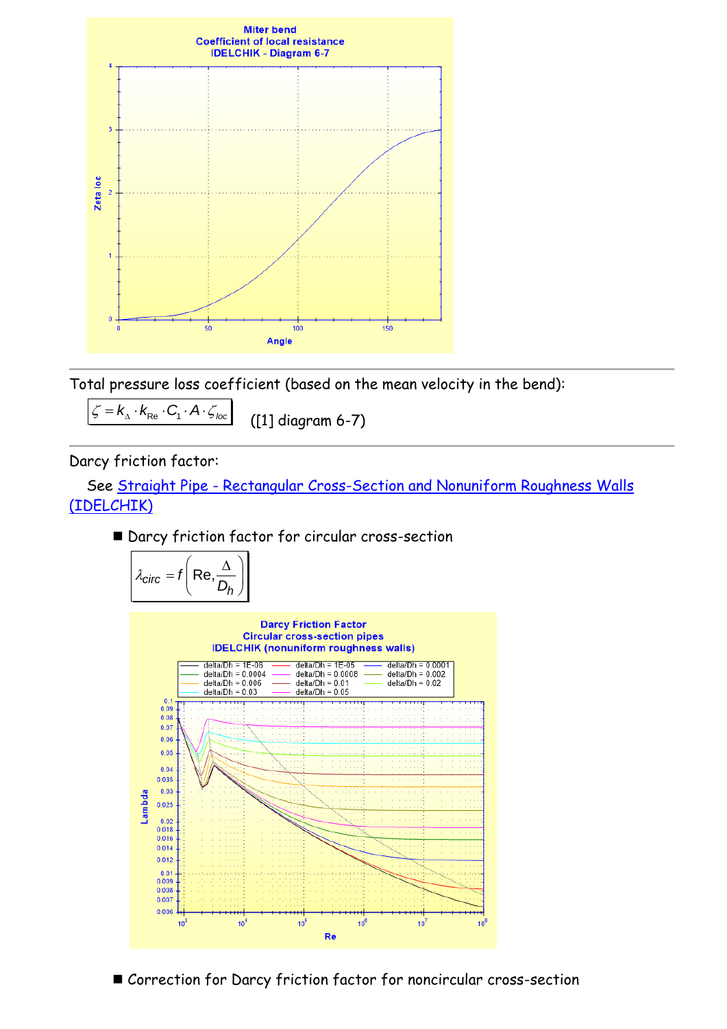Total pressure loss coefficient (based on the mean velocity in the bend):

$$\zeta = k_{\Delta} \cdot k_{\text{Re}} \cdot C_1 \cdot A \cdot \zeta_{loc}$$

([1] diagram 6-7)

Darcy friction factor:

See Straight Pipe - Rectangular Cross-Section and Nonuniform Roughness Walls (IDELCHIK)

- Darcy friction factor for circular cross-section

$$\lambda_{circ} = f\left(\text{Re}, \frac{\Delta}{D_h}\right)$$

- Correction for Darcy friction factor for noncircular cross-section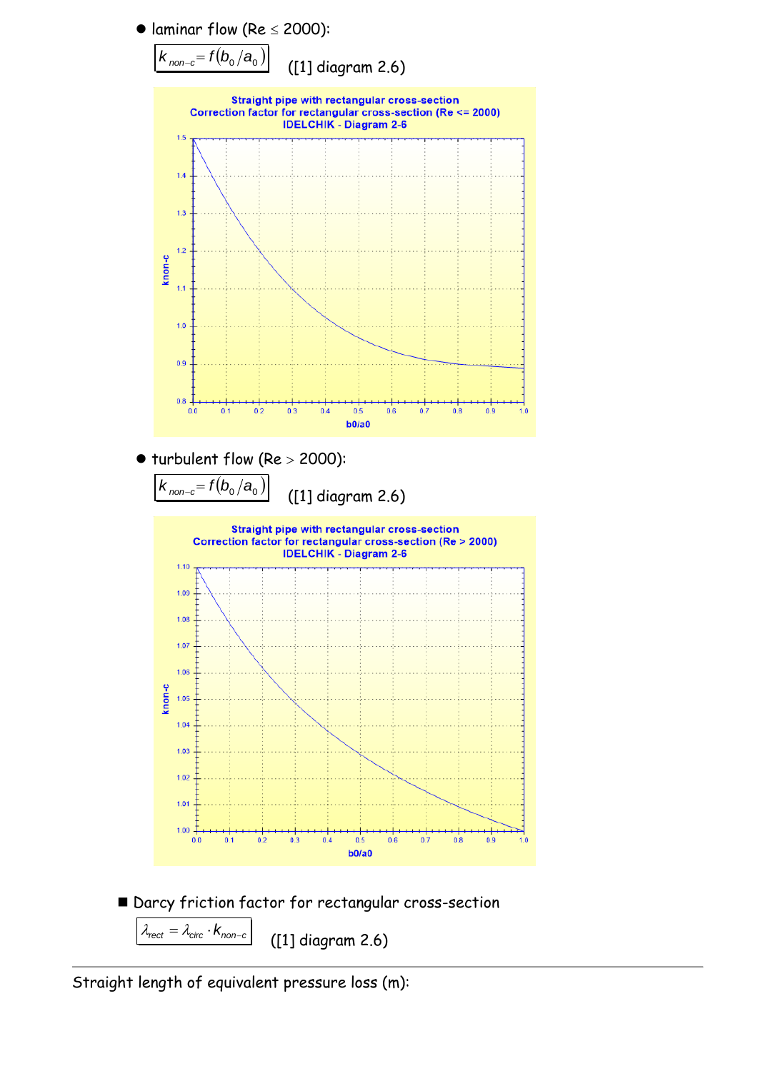- laminar flow (Re $\leq$ 2000):

$$k_{non-c} = f(b_0/a_0)$$ ([1] diagram 2.6)

Straight pipe with rectangular cross-section
Correction factor for rectangular cross-section (Re <= 2000)
IDELCHIK - Diagram 2-6

- turbulent flow (Re > 2000):

$$k_{non-c} = f(b_0/a_0)$$ ([1] diagram 2.6)

Straight pipe with rectangular cross-section
Correction factor for rectangular cross-section (Re > 2000)
IDELCHIK - Diagram 2-6

■ Darcy friction factor for rectangular cross-section

$$\lambda_{rect} = \lambda_{circ} \cdot k_{non-c}$$ ([1] diagram 2.6)

---

Straight length of equivalent pressure loss (m):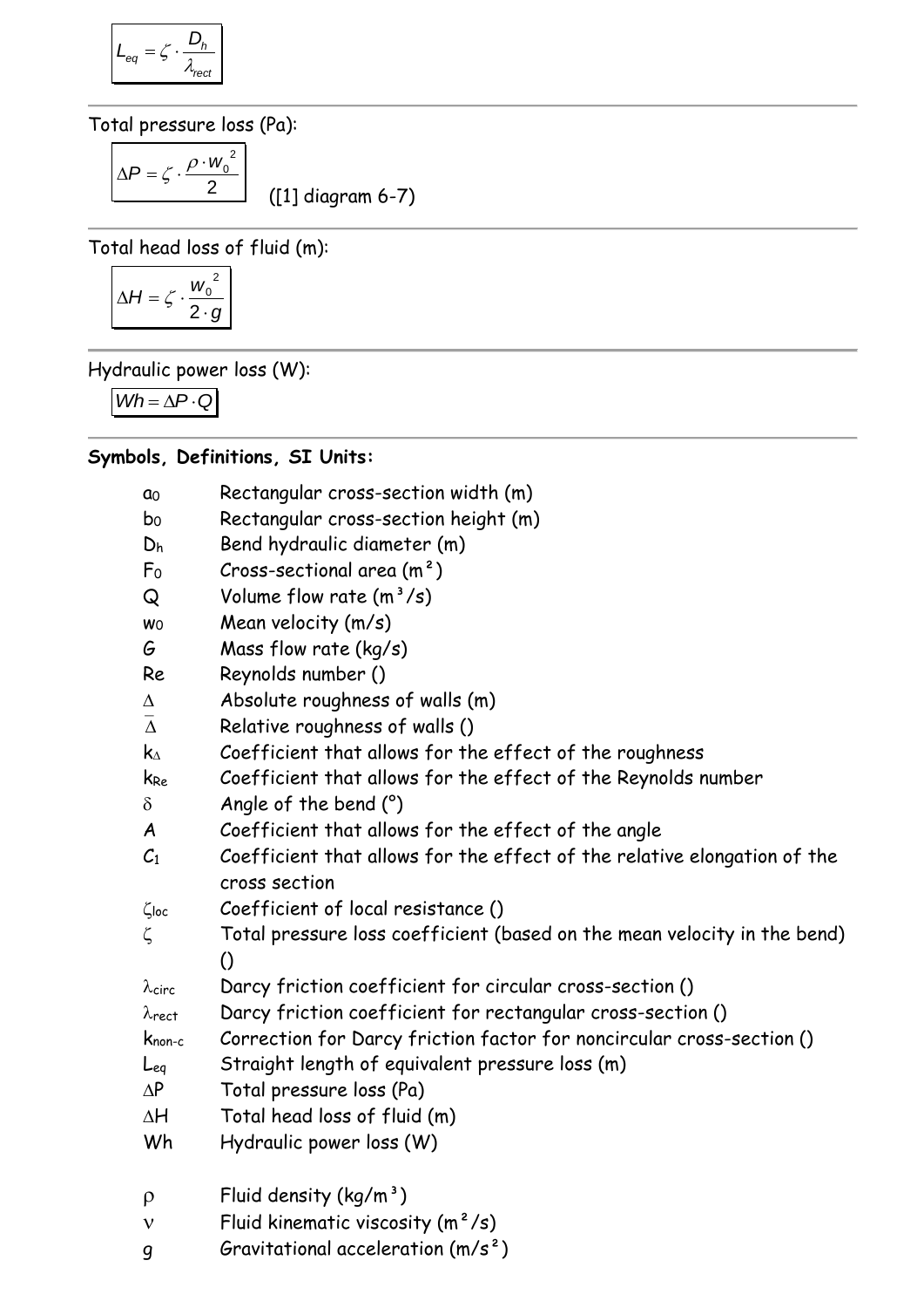$$L_{eq} = \zeta \cdot \frac{D_h}{\lambda_{rect}}$$

Total pressure loss (Pa):

$$\Delta P = \zeta \cdot \frac{\rho \cdot w_0^2}{2}$$

([1] diagram 6-7)

Total head loss of fluid (m):

$$\Delta H = \zeta \cdot \frac{w_0^2}{2 \cdot g}$$

Hydraulic power loss (W):

$$Wh = \Delta P \cdot Q$$

**Symbols, Definitions, SI Units:**

| | |
|---|---|
| $a_0$ | Rectangular cross-section width (m) |
| $b_0$ | Rectangular cross-section height (m) |
| $D_h$ | Bend hydraulic diameter (m) |
| $F_0$ | Cross-sectional area (m²) |
| $Q$ | Volume flow rate (m³/s) |
| $w_0$ | Mean velocity (m/s) |
| $G$ | Mass flow rate (kg/s) |
| $Re$ | Reynolds number () |
| $\Delta$ | Absolute roughness of walls (m) |
| $\overline{\Delta}$ | Relative roughness of walls () |
| $k_\Delta$ | Coefficient that allows for the effect of the roughness |
| $k_{Re}$ | Coefficient that allows for the effect of the Reynolds number |
| $\delta$ | Angle of the bend (°) |
| $A$ | Coefficient that allows for the effect of the angle |
| $C_1$ | Coefficient that allows for the effect of the relative elongation of the cross section |
| $\zeta_{loc}$ | Coefficient of local resistance () |
| $\zeta$ | Total pressure loss coefficient (based on the mean velocity in the bend) () |
| $\lambda_{circ}$ | Darcy friction coefficient for circular cross-section () |
| $\lambda_{rect}$ | Darcy friction coefficient for rectangular cross-section () |
| $k_{non\text{-}c}$ | Correction for Darcy friction factor for noncircular cross-section () |
| $L_{eq}$ | Straight length of equivalent pressure loss (m) |
| $\Delta P$ | Total pressure loss (Pa) |
| $\Delta H$ | Total head loss of fluid (m) |
| $Wh$ | Hydraulic power loss (W) |
| $\rho$ | Fluid density (kg/m³) |
| $\nu$ | Fluid kinematic viscosity (m²/s) |
| $g$ | Gravitational acceleration (m/s²) |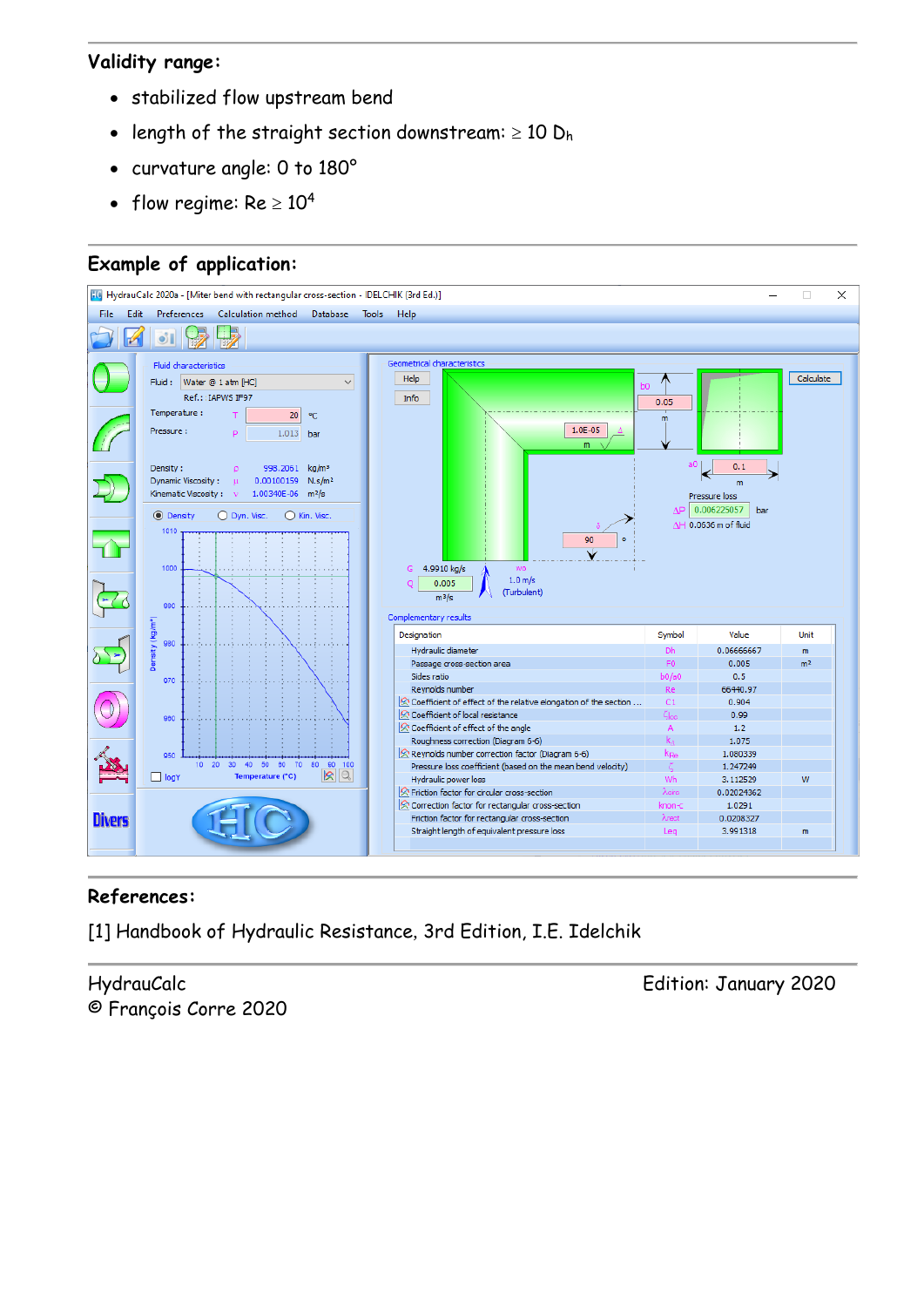## Validity range:

- stabilized flow upstream bend
- length of the straight section downstream: ≥ 10 $D_h$
- curvature angle: 0 to 180°
- flow regime: Re ≥ $10^4$

## Example of application:

HydrauCalc 2020a - [Miter bend with rectangular cross-section - IDELCHIK (3rd Ed.)]

File Edit Preferences Calculation method Database Tools Help

Fluid characteristics

Fluid : Water @ 1 atm (HC)

Ref.: IAPWS IF97

Temperature : T 20 °C

Pressure : P 1.013 bar

Density : ρ 998.2061 kg/m³

Dynamic Viscosity : μ 0.00100159 N.s/m²

Kinematic Viscosity : ν 1.00340E-06 m²/s

Density Dyn. Visc. Kin. Visc.

1010
1000
990
980
970
960
950

Density (kg/m³)

10 20 30 40 50 60 70 80 90 100

Temperature (°C)

logY

Geometrical characteristics

Help

Info

b0 0.05 m

1.0E-05 m Δ

a0 0.1 m

Calculate

Pressure loss

ΔP 0.006225057 bar

ΔH 0.0636 m of fluid

δ 90 °

G 4.9910 kg/s

Q 0.005 m³/s

w0 1.0 m/s (Turbulent)

Complementary results

| Designation | Symbol | Value | Unit |
|---|---|---|---|
| Hydraulic diameter | Dh | 0.06666667 | m |
| Passage cross-section area | F0 | 0.005 | m² |
| Sides ratio | b0/a0 | 0.5 | |
| Reynolds number | Re | 66440.97 | |
| Coefficient of effect of the relative elongation of the section ... | C1 | 0.904 | |
| Coefficient of local resistance | ζloc | 0.99 | |
| Coefficient of effect of the angle | A | 1.2 | |
| Roughness correction (Diagram 6-6) | kΔ | 1.075 | |
| Reynolds number correction factor (Diagram 6-6) | kRe | 1.080339 | |
| Pressure loss coefficient (based on the mean bend velocity) | ζ | 1.247249 | |
| Hydraulic power loss | Wh | 3.112529 | W |
| Friction factor for circular cross-section | λcirc | 0.02024362 | |
| Correction factor for rectangular cross-section | knon-c | 1.0291 | |
| Friction factor for rectangular cross-section | λrect | 0.0208327 | |
| Straight length of equivalent pressure loss | Leq | 3.991318 | m |

## References:

[1] Handbook of Hydraulic Resistance, 3rd Edition, I.E. Idelchik